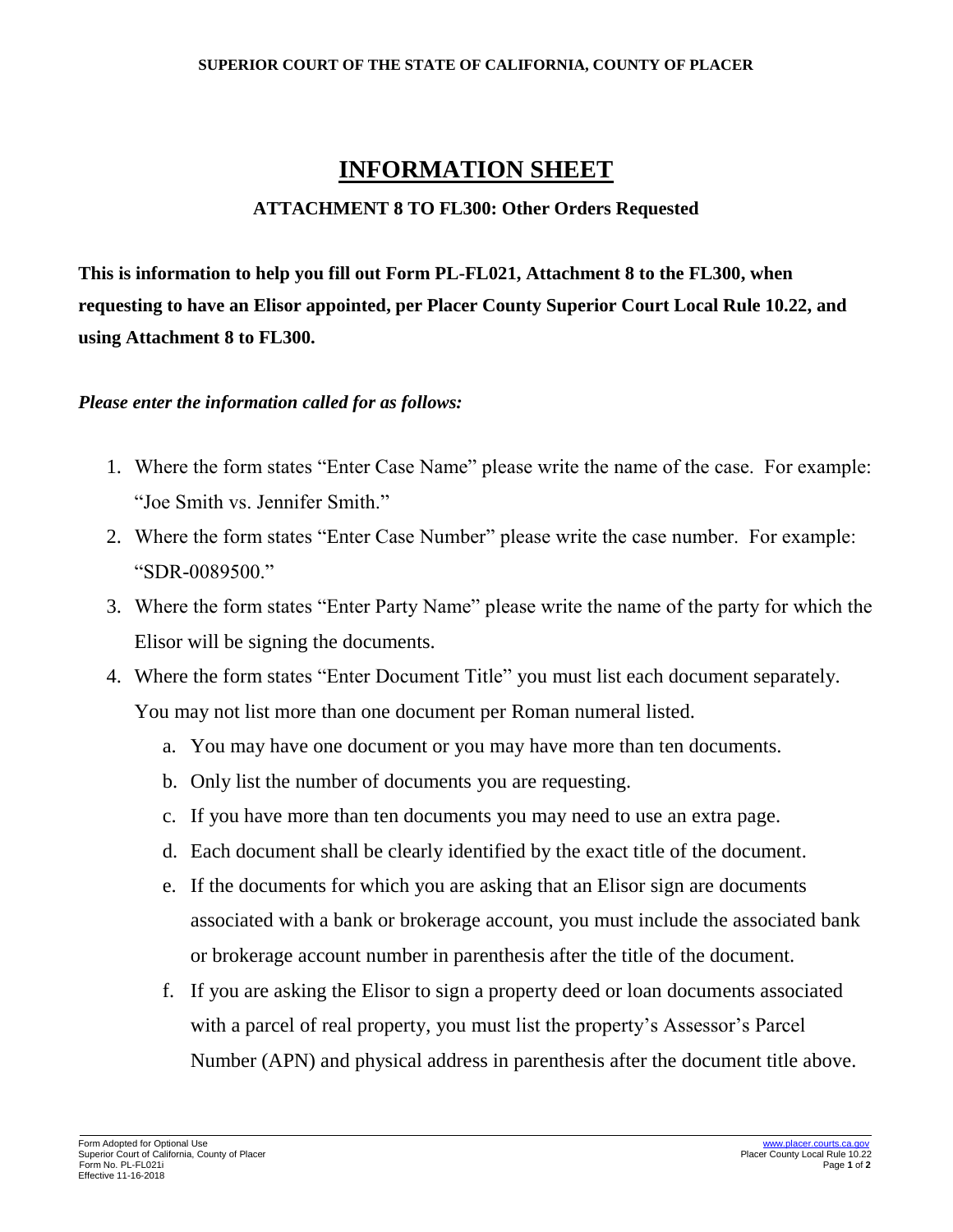SUPERIOR COURT OF THE STATE OF CALIFORNIA, COUNTY OF PLACER

# INFORMATION SHEET

## ATTACHMENT 8 TO FL300: Other Orders Requested

**This is information to help you fill out Form PL-FL021, Attachment 8 to the FL300, when requesting to have an Elisor appointed, per Placer County Superior Court Local Rule 10.22, and using Attachment 8 to FL300.**

***Please enter the information called for as follows:***

1. Where the form states "Enter Case Name" please write the name of the case. For example: "Joe Smith vs. Jennifer Smith."
2. Where the form states "Enter Case Number" please write the case number. For example: "SDR-0089500."
3. Where the form states "Enter Party Name" please write the name of the party for which the Elisor will be signing the documents.
4. Where the form states "Enter Document Title" you must list each document separately. You may not list more than one document per Roman numeral listed.
   a. You may have one document or you may have more than ten documents.
   b. Only list the number of documents you are requesting.
   c. If you have more than ten documents you may need to use an extra page.
   d. Each document shall be clearly identified by the exact title of the document.
   e. If the documents for which you are asking that an Elisor sign are documents associated with a bank or brokerage account, you must include the associated bank or brokerage account number in parenthesis after the title of the document.
   f. If you are asking the Elisor to sign a property deed or loan documents associated with a parcel of real property, you must list the property's Assessor's Parcel Number (APN) and physical address in parenthesis after the document title above.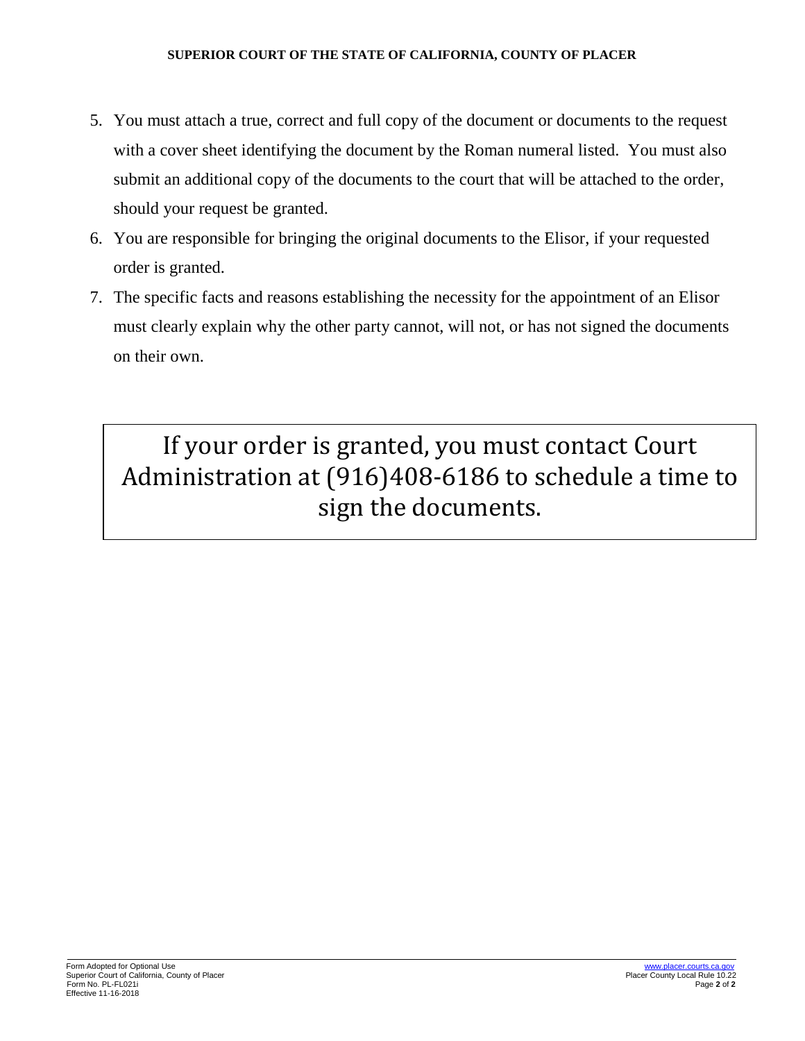5. You must attach a true, correct and full copy of the document or documents to the request with a cover sheet identifying the document by the Roman numeral listed. You must also submit an additional copy of the documents to the court that will be attached to the order, should your request be granted.
6. You are responsible for bringing the original documents to the Elisor, if your requested order is granted.
7. The specific facts and reasons establishing the necessity for the appointment of an Elisor must clearly explain why the other party cannot, will not, or has not signed the documents on their own.

**If your order is granted, you must contact Court Administration at (916)408-6186 to schedule a time to sign the documents.**